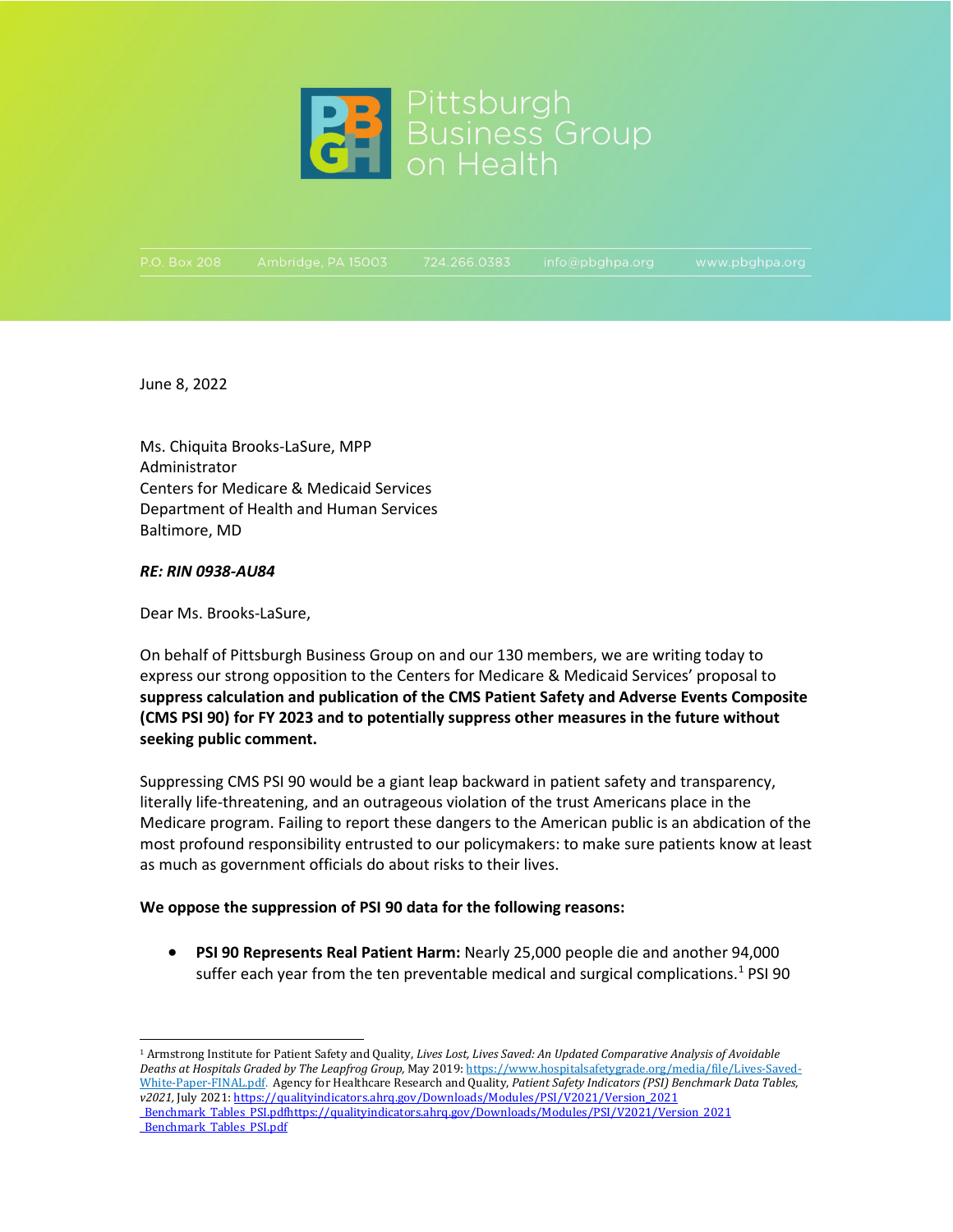# Pittsburgh Business Group on Health

P.O. Box 208 Ambridge, PA 15003 724.266.0383 info@pbghpa.org www.pbghpa.org

June 8, 2022

Ms. Chiquita Brooks-LaSure, MPP
Administrator
Centers for Medicare & Medicaid Services
Department of Health and Human Services
Baltimore, MD

***RE: RIN 0938-AU84***

Dear Ms. Brooks-LaSure,

On behalf of Pittsburgh Business Group on and our 130 members, we are writing today to express our strong opposition to the Centers for Medicare & Medicaid Services' proposal to **suppress calculation and publication of the CMS Patient Safety and Adverse Events Composite (CMS PSI 90) for FY 2023 and to potentially suppress other measures in the future without seeking public comment.**

Suppressing CMS PSI 90 would be a giant leap backward in patient safety and transparency, literally life-threatening, and an outrageous violation of the trust Americans place in the Medicare program. Failing to report these dangers to the American public is an abdication of the most profound responsibility entrusted to our policymakers: to make sure patients know at least as much as government officials do about risks to their lives.

**We oppose the suppression of PSI 90 data for the following reasons:**

- **PSI 90 Represents Real Patient Harm:** Nearly 25,000 people die and another 94,000 suffer each year from the ten preventable medical and surgical complications.[1] PSI 90

---

[1] Armstrong Institute for Patient Safety and Quality, *Lives Lost, Lives Saved: An Updated Comparative Analysis of Avoidable Deaths at Hospitals Graded by The Leapfrog Group,* May 2019: https://www.hospitalsafetygrade.org/media/file/Lives-Saved-White-Paper-FINAL.pdf. Agency for Healthcare Research and Quality, *Patient Safety Indicators (PSI) Benchmark Data Tables, v2021,* July 2021: https://qualityindicators.ahrq.gov/Downloads/Modules/PSI/V2021/Version_2021_Benchmark_Tables_PSI.pdfhttps://qualityindicators.ahrq.gov/Downloads/Modules/PSI/V2021/Version_2021_Benchmark_Tables_PSI.pdf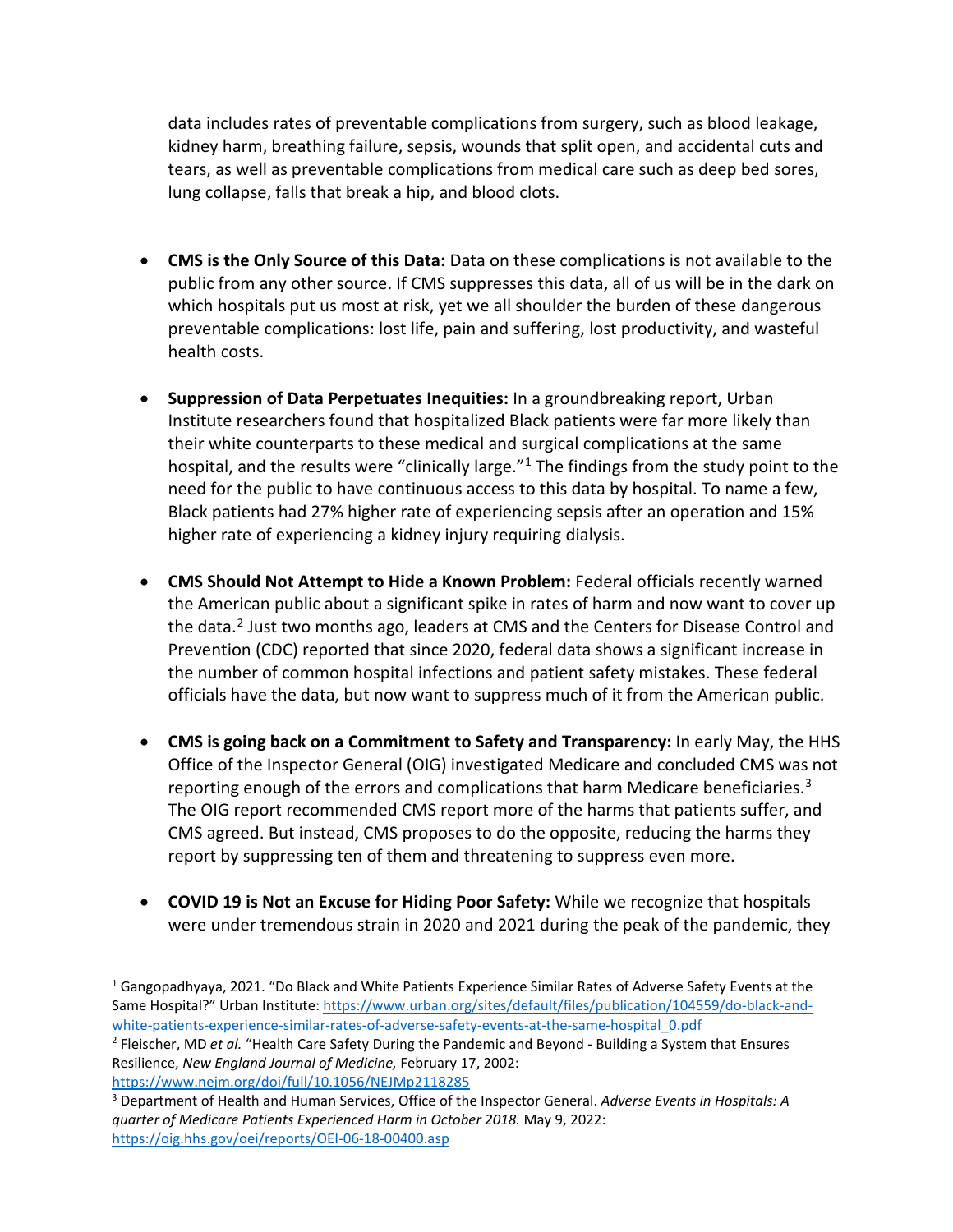data includes rates of preventable complications from surgery, such as blood leakage, kidney harm, breathing failure, sepsis, wounds that split open, and accidental cuts and tears, as well as preventable complications from medical care such as deep bed sores, lung collapse, falls that break a hip, and blood clots.

- **CMS is the Only Source of this Data:** Data on these complications is not available to the public from any other source. If CMS suppresses this data, all of us will be in the dark on which hospitals put us most at risk, yet we all shoulder the burden of these dangerous preventable complications: lost life, pain and suffering, lost productivity, and wasteful health costs.

- **Suppression of Data Perpetuates Inequities:** In a groundbreaking report, Urban Institute researchers found that hospitalized Black patients were far more likely than their white counterparts to these medical and surgical complications at the same hospital, and the results were "clinically large."[1] The findings from the study point to the need for the public to have continuous access to this data by hospital. To name a few, Black patients had 27% higher rate of experiencing sepsis after an operation and 15% higher rate of experiencing a kidney injury requiring dialysis.

- **CMS Should Not Attempt to Hide a Known Problem:** Federal officials recently warned the American public about a significant spike in rates of harm and now want to cover up the data.[2] Just two months ago, leaders at CMS and the Centers for Disease Control and Prevention (CDC) reported that since 2020, federal data shows a significant increase in the number of common hospital infections and patient safety mistakes. These federal officials have the data, but now want to suppress much of it from the American public.

- **CMS is going back on a Commitment to Safety and Transparency:** In early May, the HHS Office of the Inspector General (OIG) investigated Medicare and concluded CMS was not reporting enough of the errors and complications that harm Medicare beneficiaries.[3] The OIG report recommended CMS report more of the harms that patients suffer, and CMS agreed. But instead, CMS proposes to do the opposite, reducing the harms they report by suppressing ten of them and threatening to suppress even more.

- **COVID 19 is Not an Excuse for Hiding Poor Safety:** While we recognize that hospitals were under tremendous strain in 2020 and 2021 during the peak of the pandemic, they

---

[1] Gangopadhyaya, 2021. "Do Black and White Patients Experience Similar Rates of Adverse Safety Events at the Same Hospital?" Urban Institute: https://www.urban.org/sites/default/files/publication/104559/do-black-and-white-patients-experience-similar-rates-of-adverse-safety-events-at-the-same-hospital_0.pdf

[2] Fleischer, MD *et al.* "Health Care Safety During the Pandemic and Beyond - Building a System that Ensures Resilience, *New England Journal of Medicine,* February 17, 2002: https://www.nejm.org/doi/full/10.1056/NEJMp2118285

[3] Department of Health and Human Services, Office of the Inspector General. *Adverse Events in Hospitals: A quarter of Medicare Patients Experienced Harm in October 2018.* May 9, 2022: https://oig.hhs.gov/oei/reports/OEI-06-18-00400.asp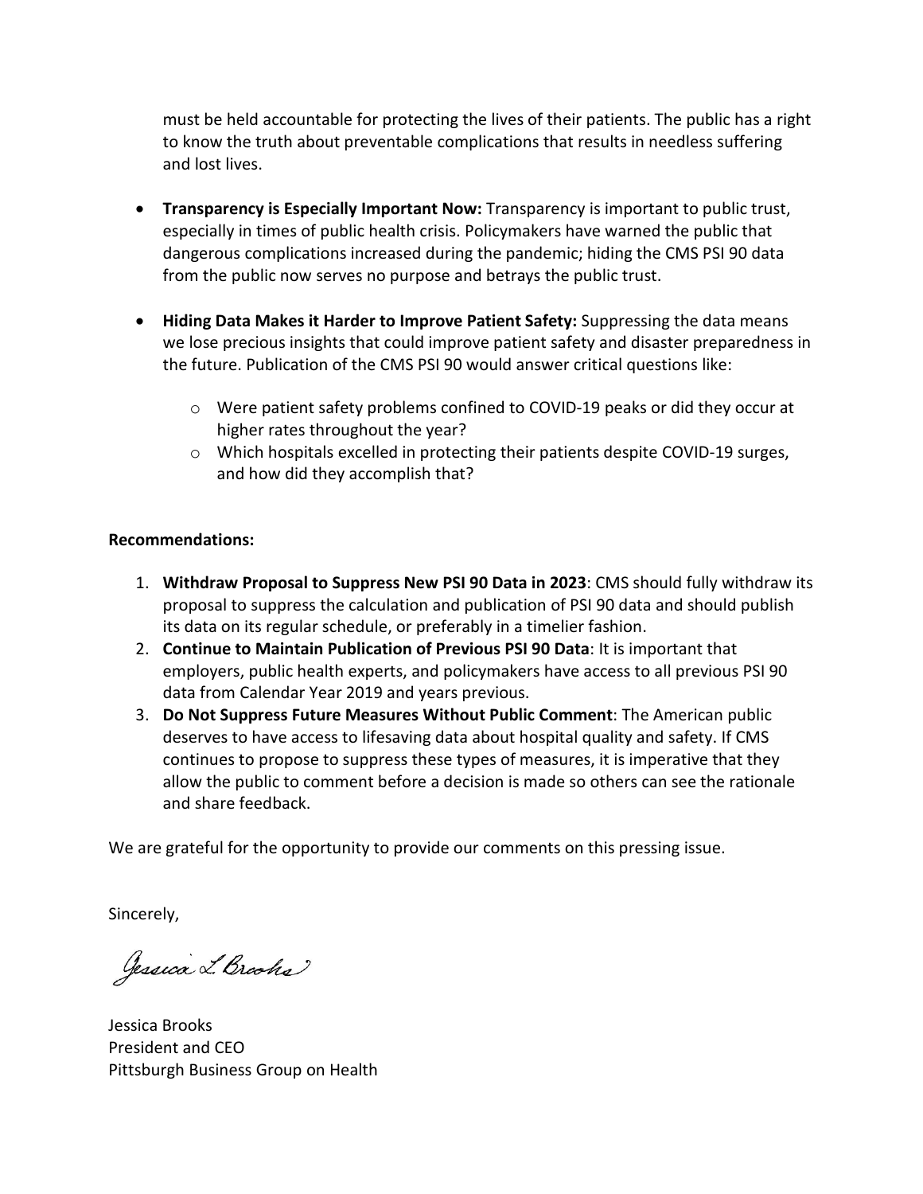must be held accountable for protecting the lives of their patients. The public has a right to know the truth about preventable complications that results in needless suffering and lost lives.

- **Transparency is Especially Important Now:** Transparency is important to public trust, especially in times of public health crisis. Policymakers have warned the public that dangerous complications increased during the pandemic; hiding the CMS PSI 90 data from the public now serves no purpose and betrays the public trust.

- **Hiding Data Makes it Harder to Improve Patient Safety:** Suppressing the data means we lose precious insights that could improve patient safety and disaster preparedness in the future. Publication of the CMS PSI 90 would answer critical questions like:
  - Were patient safety problems confined to COVID-19 peaks or did they occur at higher rates throughout the year?
  - Which hospitals excelled in protecting their patients despite COVID-19 surges, and how did they accomplish that?

**Recommendations:**

1. **Withdraw Proposal to Suppress New PSI 90 Data in 2023**: CMS should fully withdraw its proposal to suppress the calculation and publication of PSI 90 data and should publish its data on its regular schedule, or preferably in a timelier fashion.
2. **Continue to Maintain Publication of Previous PSI 90 Data**: It is important that employers, public health experts, and policymakers have access to all previous PSI 90 data from Calendar Year 2019 and years previous.
3. **Do Not Suppress Future Measures Without Public Comment**: The American public deserves to have access to lifesaving data about hospital quality and safety. If CMS continues to propose to suppress these types of measures, it is imperative that they allow the public to comment before a decision is made so others can see the rationale and share feedback.

We are grateful for the opportunity to provide our comments on this pressing issue.

Sincerely,

Jessica L. Brooks

Jessica Brooks
President and CEO
Pittsburgh Business Group on Health